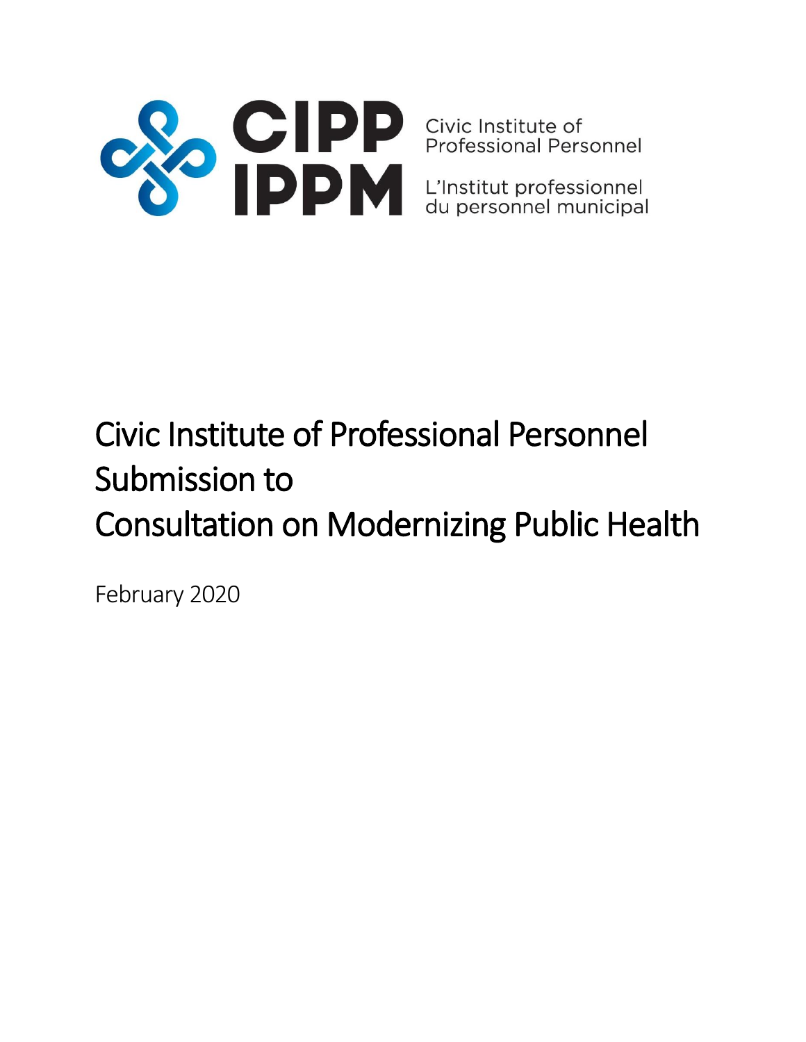CIPP
IPPM

Civic Institute of
Professional Personnel

L'Institut professionnel
du personnel municipal

# Civic Institute of Professional Personnel Submission to Consultation on Modernizing Public Health

February 2020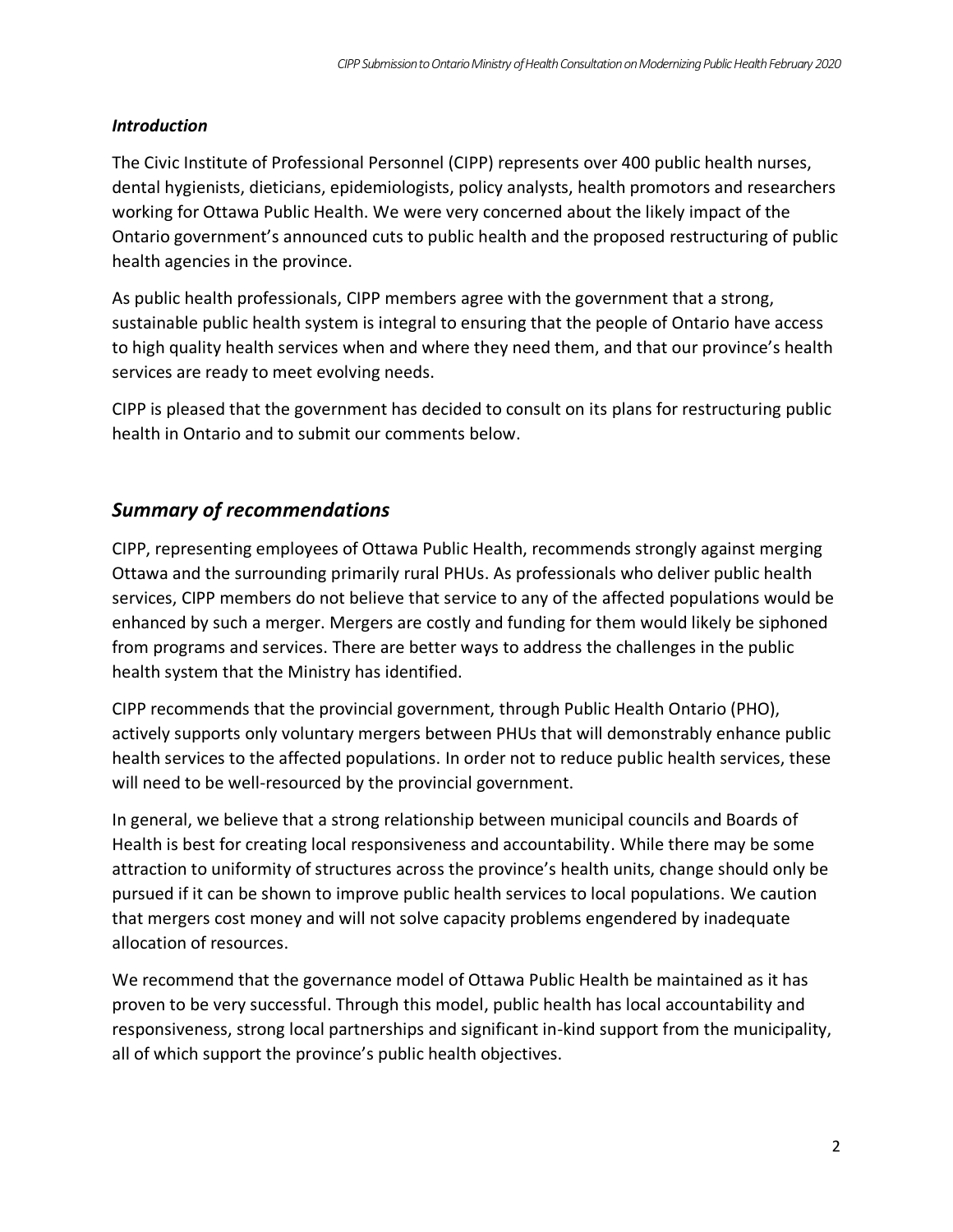### *Introduction*

The Civic Institute of Professional Personnel (CIPP) represents over 400 public health nurses, dental hygienists, dieticians, epidemiologists, policy analysts, health promotors and researchers working for Ottawa Public Health. We were very concerned about the likely impact of the Ontario government's announced cuts to public health and the proposed restructuring of public health agencies in the province.

As public health professionals, CIPP members agree with the government that a strong, sustainable public health system is integral to ensuring that the people of Ontario have access to high quality health services when and where they need them, and that our province's health services are ready to meet evolving needs.

CIPP is pleased that the government has decided to consult on its plans for restructuring public health in Ontario and to submit our comments below.

## *Summary of recommendations*

CIPP, representing employees of Ottawa Public Health, recommends strongly against merging Ottawa and the surrounding primarily rural PHUs. As professionals who deliver public health services, CIPP members do not believe that service to any of the affected populations would be enhanced by such a merger. Mergers are costly and funding for them would likely be siphoned from programs and services. There are better ways to address the challenges in the public health system that the Ministry has identified.

CIPP recommends that the provincial government, through Public Health Ontario (PHO), actively supports only voluntary mergers between PHUs that will demonstrably enhance public health services to the affected populations. In order not to reduce public health services, these will need to be well-resourced by the provincial government.

In general, we believe that a strong relationship between municipal councils and Boards of Health is best for creating local responsiveness and accountability. While there may be some attraction to uniformity of structures across the province's health units, change should only be pursued if it can be shown to improve public health services to local populations. We caution that mergers cost money and will not solve capacity problems engendered by inadequate allocation of resources.

We recommend that the governance model of Ottawa Public Health be maintained as it has proven to be very successful. Through this model, public health has local accountability and responsiveness, strong local partnerships and significant in-kind support from the municipality, all of which support the province's public health objectives.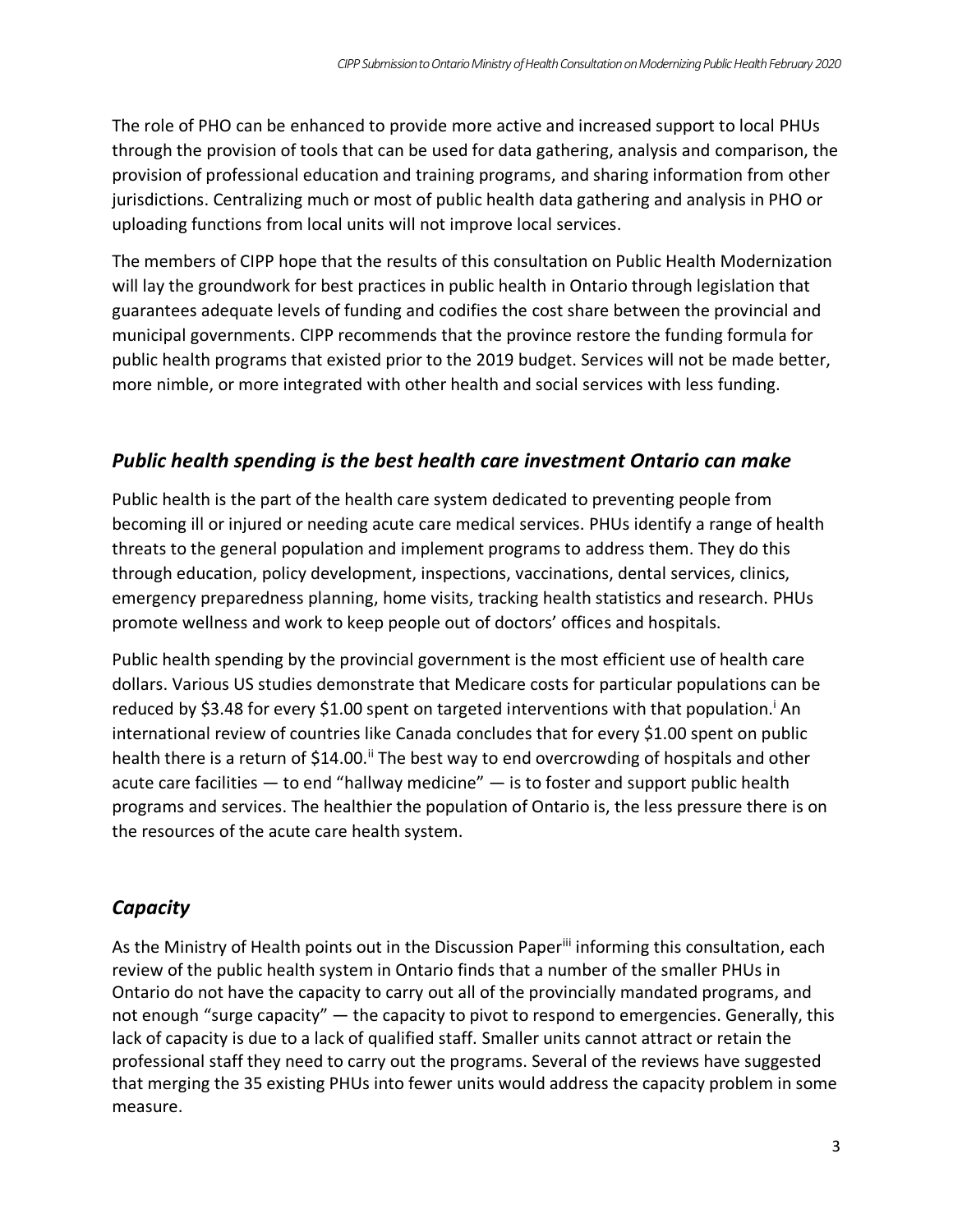The role of PHO can be enhanced to provide more active and increased support to local PHUs through the provision of tools that can be used for data gathering, analysis and comparison, the provision of professional education and training programs, and sharing information from other jurisdictions. Centralizing much or most of public health data gathering and analysis in PHO or uploading functions from local units will not improve local services.

The members of CIPP hope that the results of this consultation on Public Health Modernization will lay the groundwork for best practices in public health in Ontario through legislation that guarantees adequate levels of funding and codifies the cost share between the provincial and municipal governments. CIPP recommends that the province restore the funding formula for public health programs that existed prior to the 2019 budget. Services will not be made better, more nimble, or more integrated with other health and social services with less funding.

## *Public health spending is the best health care investment Ontario can make*

Public health is the part of the health care system dedicated to preventing people from becoming ill or injured or needing acute care medical services. PHUs identify a range of health threats to the general population and implement programs to address them. They do this through education, policy development, inspections, vaccinations, dental services, clinics, emergency preparedness planning, home visits, tracking health statistics and research. PHUs promote wellness and work to keep people out of doctors' offices and hospitals.

Public health spending by the provincial government is the most efficient use of health care dollars. Various US studies demonstrate that Medicare costs for particular populations can be reduced by $3.48 for every $1.00 spent on targeted interventions with that population.[i] An international review of countries like Canada concludes that for every $1.00 spent on public health there is a return of $14.00.[ii] The best way to end overcrowding of hospitals and other acute care facilities — to end "hallway medicine" — is to foster and support public health programs and services. The healthier the population of Ontario is, the less pressure there is on the resources of the acute care health system.

## *Capacity*

As the Ministry of Health points out in the Discussion Paper[iii] informing this consultation, each review of the public health system in Ontario finds that a number of the smaller PHUs in Ontario do not have the capacity to carry out all of the provincially mandated programs, and not enough "surge capacity" — the capacity to pivot to respond to emergencies. Generally, this lack of capacity is due to a lack of qualified staff. Smaller units cannot attract or retain the professional staff they need to carry out the programs. Several of the reviews have suggested that merging the 35 existing PHUs into fewer units would address the capacity problem in some measure.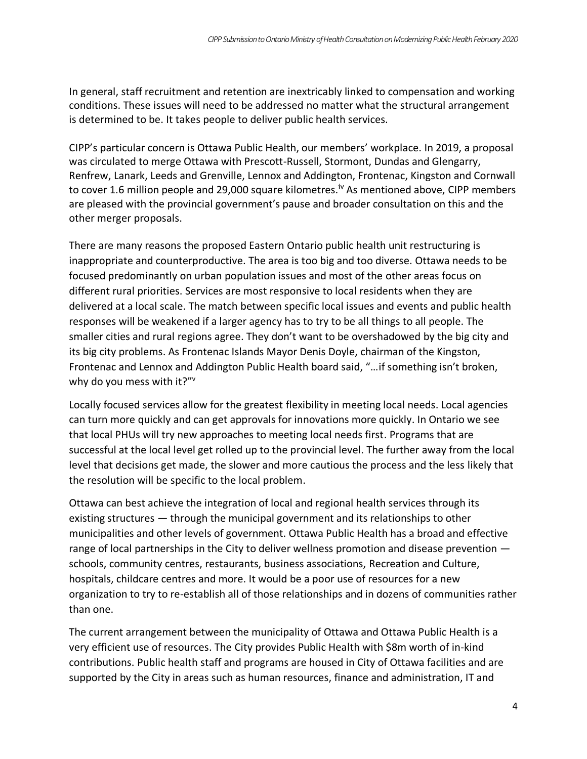In general, staff recruitment and retention are inextricably linked to compensation and working conditions. These issues will need to be addressed no matter what the structural arrangement is determined to be. It takes people to deliver public health services.

CIPP's particular concern is Ottawa Public Health, our members' workplace. In 2019, a proposal was circulated to merge Ottawa with Prescott-Russell, Stormont, Dundas and Glengarry, Renfrew, Lanark, Leeds and Grenville, Lennox and Addington, Frontenac, Kingston and Cornwall to cover 1.6 million people and 29,000 square kilometres.[iv] As mentioned above, CIPP members are pleased with the provincial government's pause and broader consultation on this and the other merger proposals.

There are many reasons the proposed Eastern Ontario public health unit restructuring is inappropriate and counterproductive. The area is too big and too diverse. Ottawa needs to be focused predominantly on urban population issues and most of the other areas focus on different rural priorities. Services are most responsive to local residents when they are delivered at a local scale. The match between specific local issues and events and public health responses will be weakened if a larger agency has to try to be all things to all people. The smaller cities and rural regions agree. They don't want to be overshadowed by the big city and its big city problems. As Frontenac Islands Mayor Denis Doyle, chairman of the Kingston, Frontenac and Lennox and Addington Public Health board said, "…if something isn't broken, why do you mess with it?"[v]

Locally focused services allow for the greatest flexibility in meeting local needs. Local agencies can turn more quickly and can get approvals for innovations more quickly. In Ontario we see that local PHUs will try new approaches to meeting local needs first. Programs that are successful at the local level get rolled up to the provincial level. The further away from the local level that decisions get made, the slower and more cautious the process and the less likely that the resolution will be specific to the local problem.

Ottawa can best achieve the integration of local and regional health services through its existing structures — through the municipal government and its relationships to other municipalities and other levels of government. Ottawa Public Health has a broad and effective range of local partnerships in the City to deliver wellness promotion and disease prevention — schools, community centres, restaurants, business associations, Recreation and Culture, hospitals, childcare centres and more. It would be a poor use of resources for a new organization to try to re-establish all of those relationships and in dozens of communities rather than one.

The current arrangement between the municipality of Ottawa and Ottawa Public Health is a very efficient use of resources. The City provides Public Health with $8m worth of in-kind contributions. Public health staff and programs are housed in City of Ottawa facilities and are supported by the City in areas such as human resources, finance and administration, IT and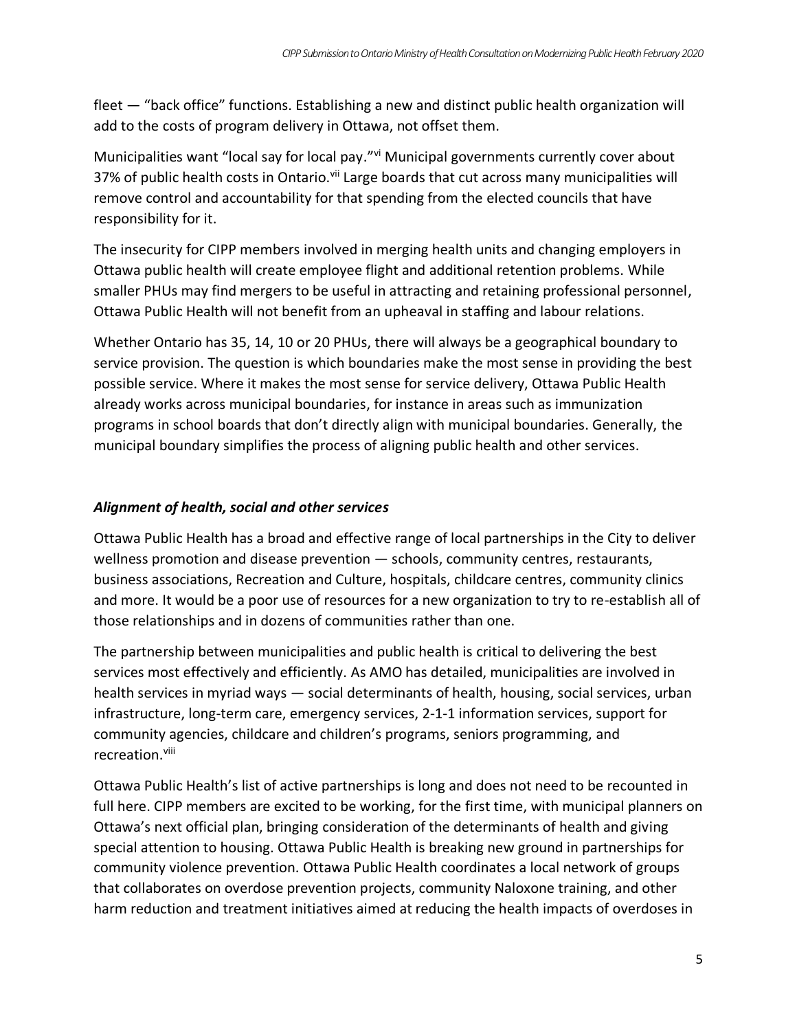fleet — "back office" functions. Establishing a new and distinct public health organization will add to the costs of program delivery in Ottawa, not offset them.

Municipalities want "local say for local pay."[vi] Municipal governments currently cover about 37% of public health costs in Ontario.[vii] Large boards that cut across many municipalities will remove control and accountability for that spending from the elected councils that have responsibility for it.

The insecurity for CIPP members involved in merging health units and changing employers in Ottawa public health will create employee flight and additional retention problems. While smaller PHUs may find mergers to be useful in attracting and retaining professional personnel, Ottawa Public Health will not benefit from an upheaval in staffing and labour relations.

Whether Ontario has 35, 14, 10 or 20 PHUs, there will always be a geographical boundary to service provision. The question is which boundaries make the most sense in providing the best possible service. Where it makes the most sense for service delivery, Ottawa Public Health already works across municipal boundaries, for instance in areas such as immunization programs in school boards that don't directly align with municipal boundaries. Generally, the municipal boundary simplifies the process of aligning public health and other services.

### *Alignment of health, social and other services*

Ottawa Public Health has a broad and effective range of local partnerships in the City to deliver wellness promotion and disease prevention — schools, community centres, restaurants, business associations, Recreation and Culture, hospitals, childcare centres, community clinics and more. It would be a poor use of resources for a new organization to try to re-establish all of those relationships and in dozens of communities rather than one.

The partnership between municipalities and public health is critical to delivering the best services most effectively and efficiently. As AMO has detailed, municipalities are involved in health services in myriad ways — social determinants of health, housing, social services, urban infrastructure, long-term care, emergency services, 2-1-1 information services, support for community agencies, childcare and children's programs, seniors programming, and recreation.[viii]

Ottawa Public Health's list of active partnerships is long and does not need to be recounted in full here. CIPP members are excited to be working, for the first time, with municipal planners on Ottawa's next official plan, bringing consideration of the determinants of health and giving special attention to housing. Ottawa Public Health is breaking new ground in partnerships for community violence prevention. Ottawa Public Health coordinates a local network of groups that collaborates on overdose prevention projects, community Naloxone training, and other harm reduction and treatment initiatives aimed at reducing the health impacts of overdoses in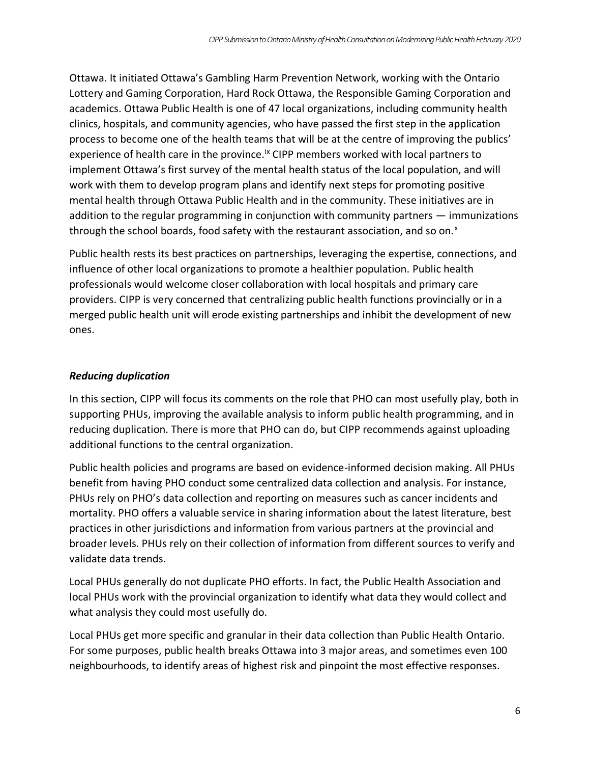Ottawa. It initiated Ottawa's Gambling Harm Prevention Network, working with the Ontario Lottery and Gaming Corporation, Hard Rock Ottawa, the Responsible Gaming Corporation and academics. Ottawa Public Health is one of 47 local organizations, including community health clinics, hospitals, and community agencies, who have passed the first step in the application process to become one of the health teams that will be at the centre of improving the publics' experience of health care in the province.[ix] CIPP members worked with local partners to implement Ottawa's first survey of the mental health status of the local population, and will work with them to develop program plans and identify next steps for promoting positive mental health through Ottawa Public Health and in the community. These initiatives are in addition to the regular programming in conjunction with community partners — immunizations through the school boards, food safety with the restaurant association, and so on.[x]

Public health rests its best practices on partnerships, leveraging the expertise, connections, and influence of other local organizations to promote a healthier population. Public health professionals would welcome closer collaboration with local hospitals and primary care providers. CIPP is very concerned that centralizing public health functions provincially or in a merged public health unit will erode existing partnerships and inhibit the development of new ones.

### *Reducing duplication*

In this section, CIPP will focus its comments on the role that PHO can most usefully play, both in supporting PHUs, improving the available analysis to inform public health programming, and in reducing duplication. There is more that PHO can do, but CIPP recommends against uploading additional functions to the central organization.

Public health policies and programs are based on evidence-informed decision making. All PHUs benefit from having PHO conduct some centralized data collection and analysis. For instance, PHUs rely on PHO's data collection and reporting on measures such as cancer incidents and mortality. PHO offers a valuable service in sharing information about the latest literature, best practices in other jurisdictions and information from various partners at the provincial and broader levels. PHUs rely on their collection of information from different sources to verify and validate data trends.

Local PHUs generally do not duplicate PHO efforts. In fact, the Public Health Association and local PHUs work with the provincial organization to identify what data they would collect and what analysis they could most usefully do.

Local PHUs get more specific and granular in their data collection than Public Health Ontario. For some purposes, public health breaks Ottawa into 3 major areas, and sometimes even 100 neighbourhoods, to identify areas of highest risk and pinpoint the most effective responses.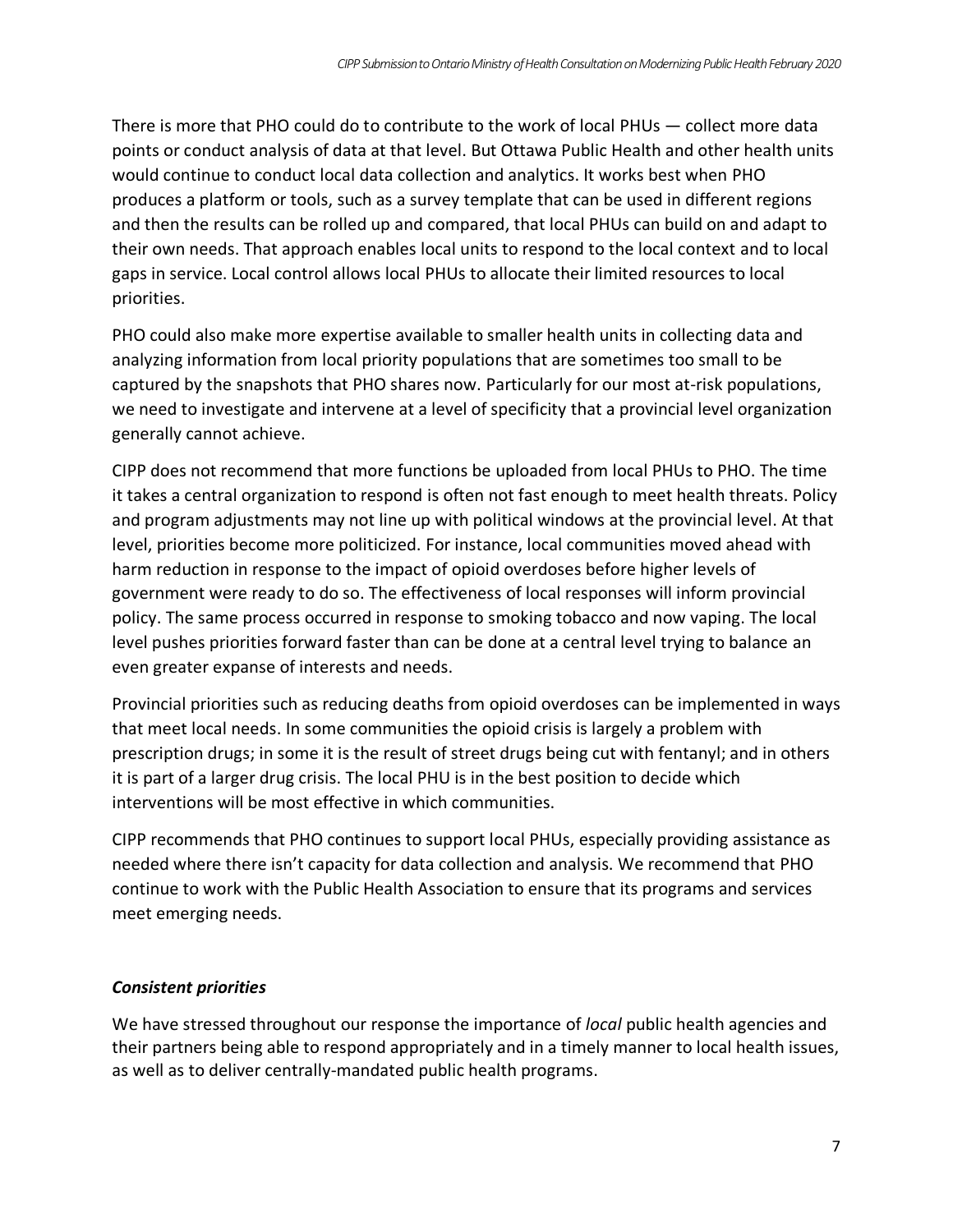There is more that PHO could do to contribute to the work of local PHUs — collect more data points or conduct analysis of data at that level. But Ottawa Public Health and other health units would continue to conduct local data collection and analytics. It works best when PHO produces a platform or tools, such as a survey template that can be used in different regions and then the results can be rolled up and compared, that local PHUs can build on and adapt to their own needs. That approach enables local units to respond to the local context and to local gaps in service. Local control allows local PHUs to allocate their limited resources to local priorities.

PHO could also make more expertise available to smaller health units in collecting data and analyzing information from local priority populations that are sometimes too small to be captured by the snapshots that PHO shares now. Particularly for our most at-risk populations, we need to investigate and intervene at a level of specificity that a provincial level organization generally cannot achieve.

CIPP does not recommend that more functions be uploaded from local PHUs to PHO. The time it takes a central organization to respond is often not fast enough to meet health threats. Policy and program adjustments may not line up with political windows at the provincial level. At that level, priorities become more politicized. For instance, local communities moved ahead with harm reduction in response to the impact of opioid overdoses before higher levels of government were ready to do so. The effectiveness of local responses will inform provincial policy. The same process occurred in response to smoking tobacco and now vaping. The local level pushes priorities forward faster than can be done at a central level trying to balance an even greater expanse of interests and needs.

Provincial priorities such as reducing deaths from opioid overdoses can be implemented in ways that meet local needs. In some communities the opioid crisis is largely a problem with prescription drugs; in some it is the result of street drugs being cut with fentanyl; and in others it is part of a larger drug crisis. The local PHU is in the best position to decide which interventions will be most effective in which communities.

CIPP recommends that PHO continues to support local PHUs, especially providing assistance as needed where there isn't capacity for data collection and analysis. We recommend that PHO continue to work with the Public Health Association to ensure that its programs and services meet emerging needs.

### *Consistent priorities*

We have stressed throughout our response the importance of *local* public health agencies and their partners being able to respond appropriately and in a timely manner to local health issues, as well as to deliver centrally-mandated public health programs.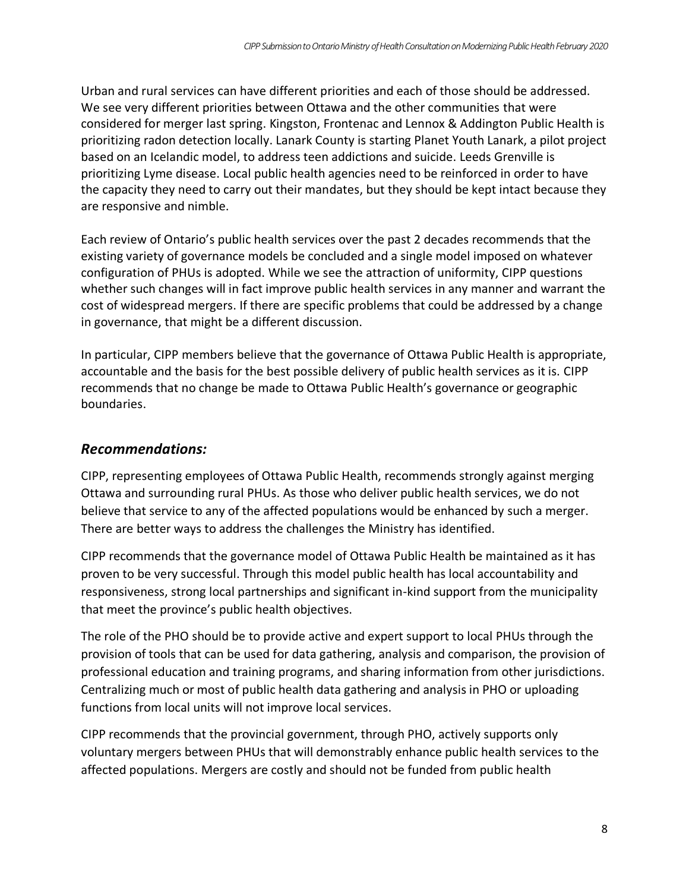Urban and rural services can have different priorities and each of those should be addressed. We see very different priorities between Ottawa and the other communities that were considered for merger last spring. Kingston, Frontenac and Lennox & Addington Public Health is prioritizing radon detection locally. Lanark County is starting Planet Youth Lanark, a pilot project based on an Icelandic model, to address teen addictions and suicide. Leeds Grenville is prioritizing Lyme disease. Local public health agencies need to be reinforced in order to have the capacity they need to carry out their mandates, but they should be kept intact because they are responsive and nimble.

Each review of Ontario's public health services over the past 2 decades recommends that the existing variety of governance models be concluded and a single model imposed on whatever configuration of PHUs is adopted. While we see the attraction of uniformity, CIPP questions whether such changes will in fact improve public health services in any manner and warrant the cost of widespread mergers. If there are specific problems that could be addressed by a change in governance, that might be a different discussion.

In particular, CIPP members believe that the governance of Ottawa Public Health is appropriate, accountable and the basis for the best possible delivery of public health services as it is. CIPP recommends that no change be made to Ottawa Public Health's governance or geographic boundaries.

## *Recommendations:*

CIPP, representing employees of Ottawa Public Health, recommends strongly against merging Ottawa and surrounding rural PHUs. As those who deliver public health services, we do not believe that service to any of the affected populations would be enhanced by such a merger. There are better ways to address the challenges the Ministry has identified.

CIPP recommends that the governance model of Ottawa Public Health be maintained as it has proven to be very successful. Through this model public health has local accountability and responsiveness, strong local partnerships and significant in-kind support from the municipality that meet the province's public health objectives.

The role of the PHO should be to provide active and expert support to local PHUs through the provision of tools that can be used for data gathering, analysis and comparison, the provision of professional education and training programs, and sharing information from other jurisdictions. Centralizing much or most of public health data gathering and analysis in PHO or uploading functions from local units will not improve local services.

CIPP recommends that the provincial government, through PHO, actively supports only voluntary mergers between PHUs that will demonstrably enhance public health services to the affected populations. Mergers are costly and should not be funded from public health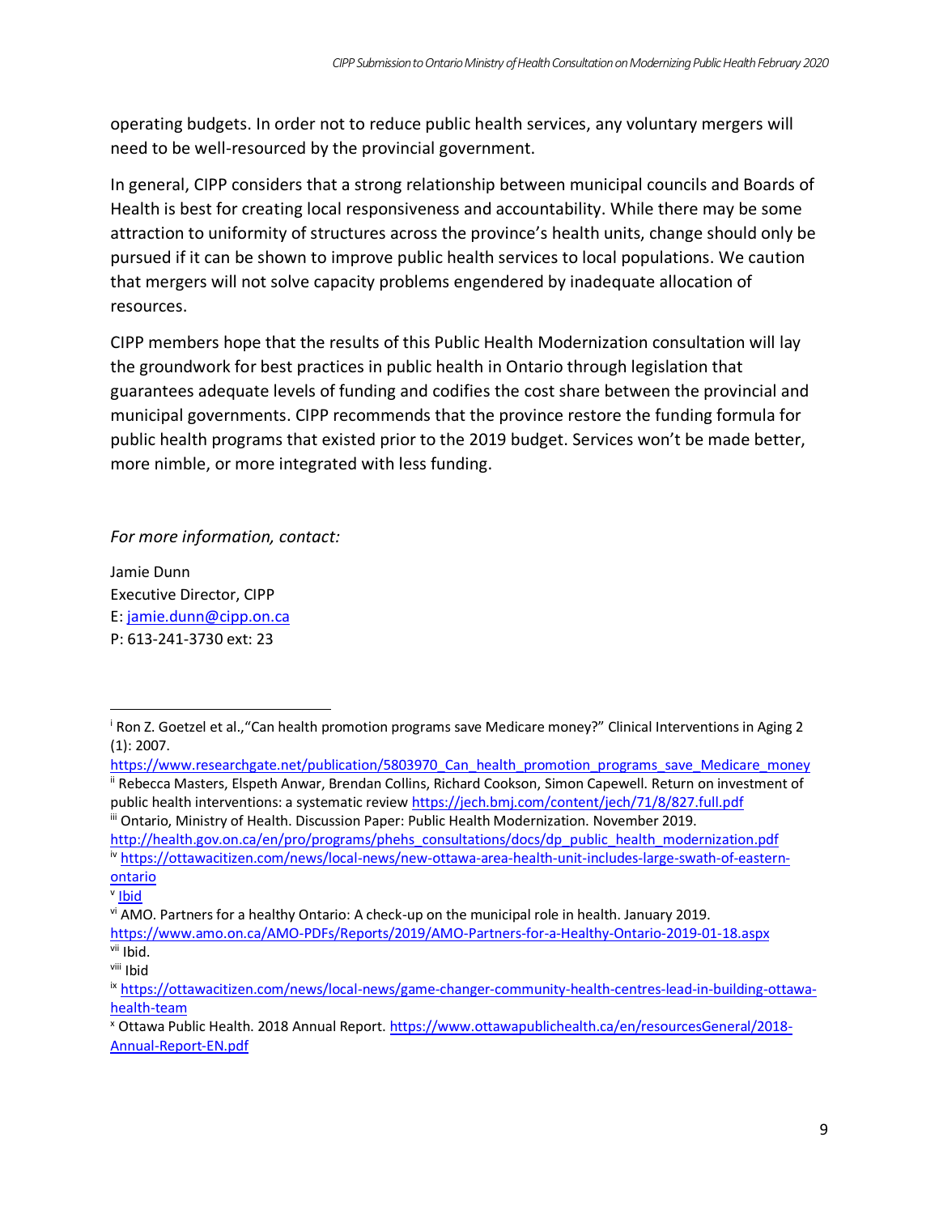operating budgets. In order not to reduce public health services, any voluntary mergers will need to be well-resourced by the provincial government.

In general, CIPP considers that a strong relationship between municipal councils and Boards of Health is best for creating local responsiveness and accountability. While there may be some attraction to uniformity of structures across the province's health units, change should only be pursued if it can be shown to improve public health services to local populations. We caution that mergers will not solve capacity problems engendered by inadequate allocation of resources.

CIPP members hope that the results of this Public Health Modernization consultation will lay the groundwork for best practices in public health in Ontario through legislation that guarantees adequate levels of funding and codifies the cost share between the provincial and municipal governments. CIPP recommends that the province restore the funding formula for public health programs that existed prior to the 2019 budget. Services won't be made better, more nimble, or more integrated with less funding.

*For more information, contact:*

Jamie Dunn
Executive Director, CIPP
E: jamie.dunn@cipp.on.ca
P: 613-241-3730 ext: 23

---

[i] Ron Z. Goetzel et al.,"Can health promotion programs save Medicare money?" Clinical Interventions in Aging 2 (1): 2007. https://www.researchgate.net/publication/5803970_Can_health_promotion_programs_save_Medicare_money

[ii] Rebecca Masters, Elspeth Anwar, Brendan Collins, Richard Cookson, Simon Capewell. Return on investment of public health interventions: a systematic review https://jech.bmj.com/content/jech/71/8/827.full.pdf

[iii] Ontario, Ministry of Health. Discussion Paper: Public Health Modernization. November 2019. http://health.gov.on.ca/en/pro/programs/phehs_consultations/docs/dp_public_health_modernization.pdf

[iv] https://ottawacitizen.com/news/local-news/new-ottawa-area-health-unit-includes-large-swath-of-eastern-ontario

[v] Ibid

[vi] AMO. Partners for a healthy Ontario: A check-up on the municipal role in health. January 2019. https://www.amo.on.ca/AMO-PDFs/Reports/2019/AMO-Partners-for-a-Healthy-Ontario-2019-01-18.aspx

[vii] Ibid.

[viii] Ibid

[ix] https://ottawacitizen.com/news/local-news/game-changer-community-health-centres-lead-in-building-ottawa-health-team

[x] Ottawa Public Health. 2018 Annual Report. https://www.ottawapublichealth.ca/en/resourcesGeneral/2018-Annual-Report-EN.pdf